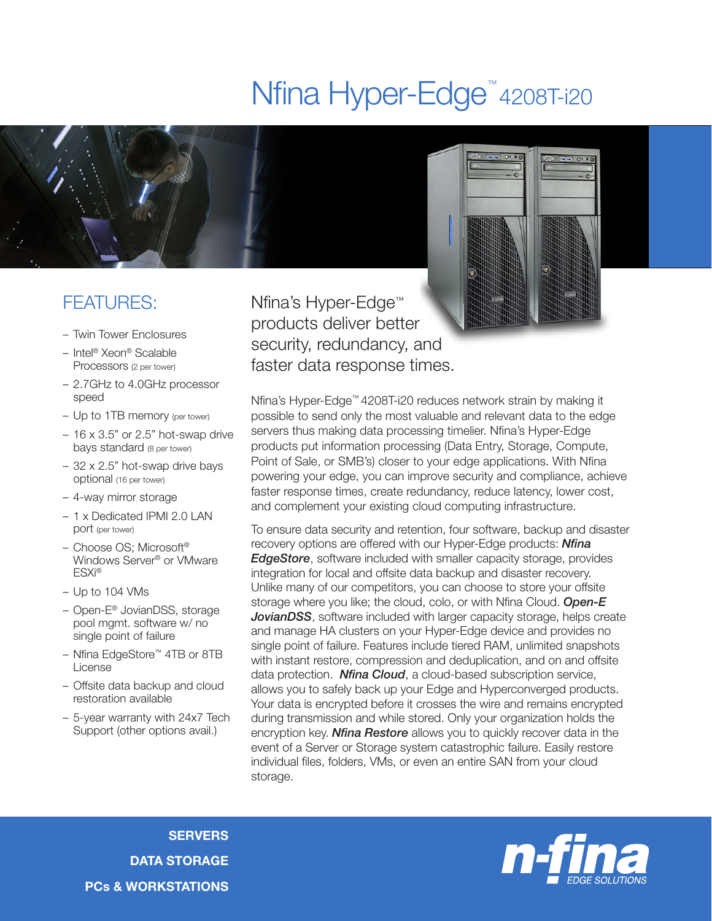# Nfina Hyper-Edge™ 4208T-i20

## FEATURES:

- Twin Tower Enclosures
- Intel® Xeon® Scalable Processors (2 per tower)
- 2.7GHz to 4.0GHz processor speed
- Up to 1TB memory (per tower)
- 16 x 3.5" or 2.5" hot-swap drive bays standard (8 per tower)
- 32 x 2.5" hot-swap drive bays optional (16 per tower)
- 4-way mirror storage
- 1 x Dedicated IPMI 2.0 LAN port (per tower)
- Choose OS; Microsoft® Windows Server® or VMware ESXi®
- Up to 104 VMs
- Open-E® JovianDSS, storage pool mgmt. software w/ no single point of failure
- Nfina EdgeStore™ 4TB or 8TB License
- Offsite data backup and cloud restoration available
- 5-year warranty with 24x7 Tech Support (other options avail.)

## Nfina's Hyper-Edge™ products deliver better security, redundancy, and faster data response times.

Nfina's Hyper-Edge™ 4208T-i20 reduces network strain by making it possible to send only the most valuable and relevant data to the edge servers thus making data processing timelier. Nfina's Hyper-Edge products put information processing (Data Entry, Storage, Compute, Point of Sale, or SMB's) closer to your edge applications. With Nfina powering your edge, you can improve security and compliance, achieve faster response times, create redundancy, reduce latency, lower cost, and complement your existing cloud computing infrastructure.

To ensure data security and retention, four software, backup and disaster recovery options are offered with our Hyper-Edge products: ***Nfina EdgeStore***, software included with smaller capacity storage, provides integration for local and offsite data backup and disaster recovery. Unlike many of our competitors, you can choose to store your offsite storage where you like; the cloud, colo, or with Nfina Cloud. ***Open-E JovianDSS***, software included with larger capacity storage, helps create and manage HA clusters on your Hyper-Edge device and provides no single point of failure. Features include tiered RAM, unlimited snapshots with instant restore, compression and deduplication, and on and offsite data protection. ***Nfina Cloud***, a cloud-based subscription service, allows you to safely back up your Edge and Hyperconverged products. Your data is encrypted before it crosses the wire and remains encrypted during transmission and while stored. Only your organization holds the encryption key. ***Nfina Restore*** allows you to quickly recover data in the event of a Server or Storage system catastrophic failure. Easily restore individual files, folders, VMs, or even an entire SAN from your cloud storage.

**SERVERS**
**DATA STORAGE**
**PCs & WORKSTATIONS**

n-fina EDGE SOLUTIONS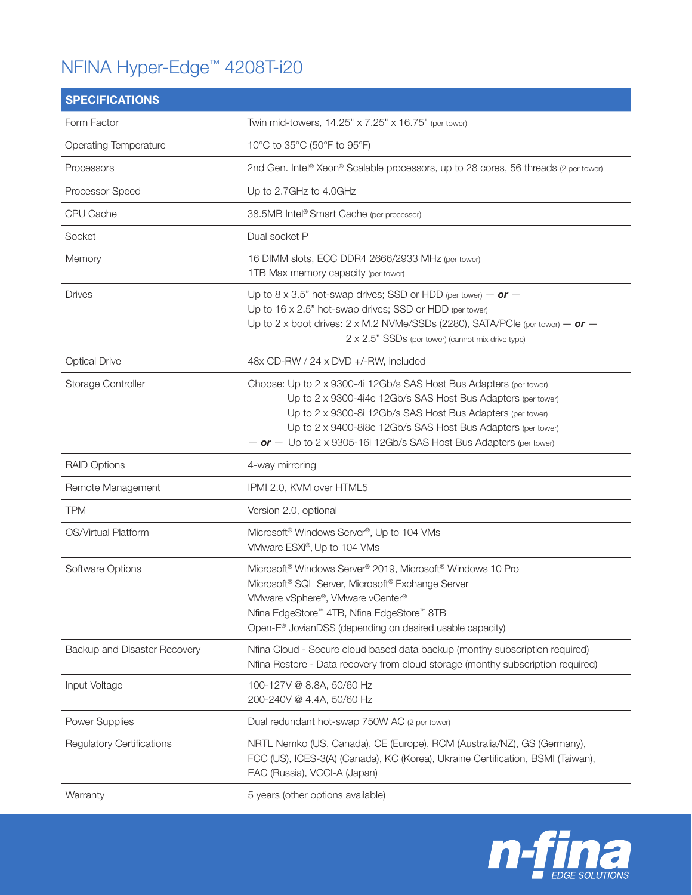# NFINA Hyper-Edge™ 4208T-i20

| SPECIFICATIONS | |
|---|---|
| Form Factor | Twin mid-towers, 14.25" x 7.25" x 16.75" (per tower) |
| Operating Temperature | 10°C to 35°C (50°F to 95°F) |
| Processors | 2nd Gen. Intel® Xeon® Scalable processors, up to 28 cores, 56 threads (2 per tower) |
| Processor Speed | Up to 2.7GHz to 4.0GHz |
| CPU Cache | 38.5MB Intel® Smart Cache (per processor) |
| Socket | Dual socket P |
| Memory | 16 DIMM slots, ECC DDR4 2666/2933 MHz (per tower)<br>1TB Max memory capacity (per tower) |
| Drives | Up to 8 x 3.5" hot-swap drives; SSD or HDD (per tower) — ***or*** —<br>Up to 16 x 2.5" hot-swap drives; SSD or HDD (per tower)<br>Up to 2 x boot drives: 2 x M.2 NVMe/SSDs (2280), SATA/PCIe (per tower) — ***or*** —<br>2 x 2.5" SSDs (per tower) (cannot mix drive type) |
| Optical Drive | 48x CD-RW / 24 x DVD +/-RW, included |
| Storage Controller | Choose: Up to 2 x 9300-4i 12Gb/s SAS Host Bus Adapters (per tower)<br>Up to 2 x 9300-4i4e 12Gb/s SAS Host Bus Adapters (per tower)<br>Up to 2 x 9300-8i 12Gb/s SAS Host Bus Adapters (per tower)<br>Up to 2 x 9400-8i8e 12Gb/s SAS Host Bus Adapters (per tower)<br>— ***or*** — Up to 2 x 9305-16i 12Gb/s SAS Host Bus Adapters (per tower) |
| RAID Options | 4-way mirroring |
| Remote Management | IPMI 2.0, KVM over HTML5 |
| TPM | Version 2.0, optional |
| OS/Virtual Platform | Microsoft® Windows Server®, Up to 104 VMs<br>VMware ESXi®, Up to 104 VMs |
| Software Options | Microsoft® Windows Server® 2019, Microsoft® Windows 10 Pro<br>Microsoft® SQL Server, Microsoft® Exchange Server<br>VMware vSphere®, VMware vCenter®<br>Nfina EdgeStore™ 4TB, Nfina EdgeStore™ 8TB<br>Open-E® JovianDSS (depending on desired usable capacity) |
| Backup and Disaster Recovery | Nfina Cloud - Secure cloud based data backup (monthy subscription required)<br>Nfina Restore - Data recovery from cloud storage (monthy subscription required) |
| Input Voltage | 100-127V @ 8.8A, 50/60 Hz<br>200-240V @ 4.4A, 50/60 Hz |
| Power Supplies | Dual redundant hot-swap 750W AC (2 per tower) |
| Regulatory Certifications | NRTL Nemko (US, Canada), CE (Europe), RCM (Australia/NZ), GS (Germany), FCC (US), ICES-3(A) (Canada), KC (Korea), Ukraine Certification, BSMI (Taiwan), EAC (Russia), VCCI-A (Japan) |
| Warranty | 5 years (other options available) |

n-fina EDGE SOLUTIONS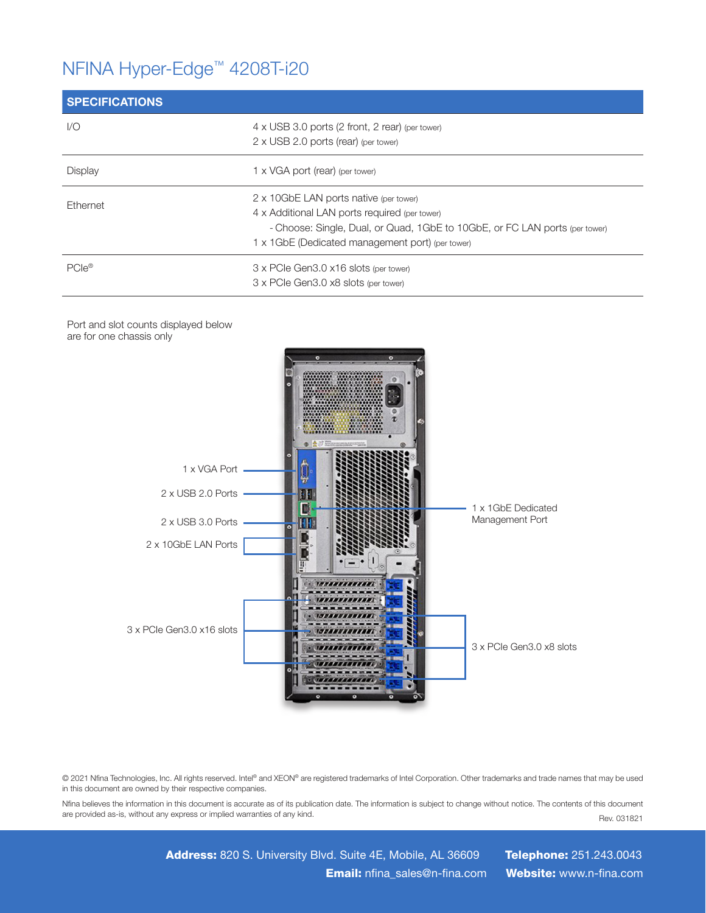# NFINA Hyper-Edge™ 4208T-i20

| SPECIFICATIONS | |
|---|---|
| I/O | 4 x USB 3.0 ports (2 front, 2 rear) (per tower)<br>2 x USB 2.0 ports (rear) (per tower) |
| Display | 1 x VGA port (rear) (per tower) |
| Ethernet | 2 x 10GbE LAN ports native (per tower)<br>4 x Additional LAN ports required (per tower)<br>- Choose: Single, Dual, or Quad, 1GbE to 10GbE, or FC LAN ports (per tower)<br>1 x 1GbE (Dedicated management port) (per tower) |
| PCIe® | 3 x PCIe Gen3.0 x16 slots (per tower)<br>3 x PCIe Gen3.0 x8 slots (per tower) |

Port and slot counts displayed below are for one chassis only

1 x VGA Port

2 x USB 2.0 Ports

2 x USB 3.0 Ports

2 x 10GbE LAN Ports

3 x PCIe Gen3.0 x16 slots

1 x 1GbE Dedicated Management Port

3 x PCIe Gen3.0 x8 slots

© 2021 Nfina Technologies, Inc. All rights reserved. Intel® and XEON® are registered trademarks of Intel Corporation. Other trademarks and trade names that may be used in this document are owned by their respective companies.

Nfina believes the information in this document is accurate as of its publication date. The information is subject to change without notice. The contents of this document are provided as-is, without any express or implied warranties of any kind.

Rev. 031821

**Address:** 820 S. University Blvd. Suite 4E, Mobile, AL 36609 **Telephone:** 251.243.0043
**Email:** nfina_sales@n-fina.com **Website:** www.n-fina.com